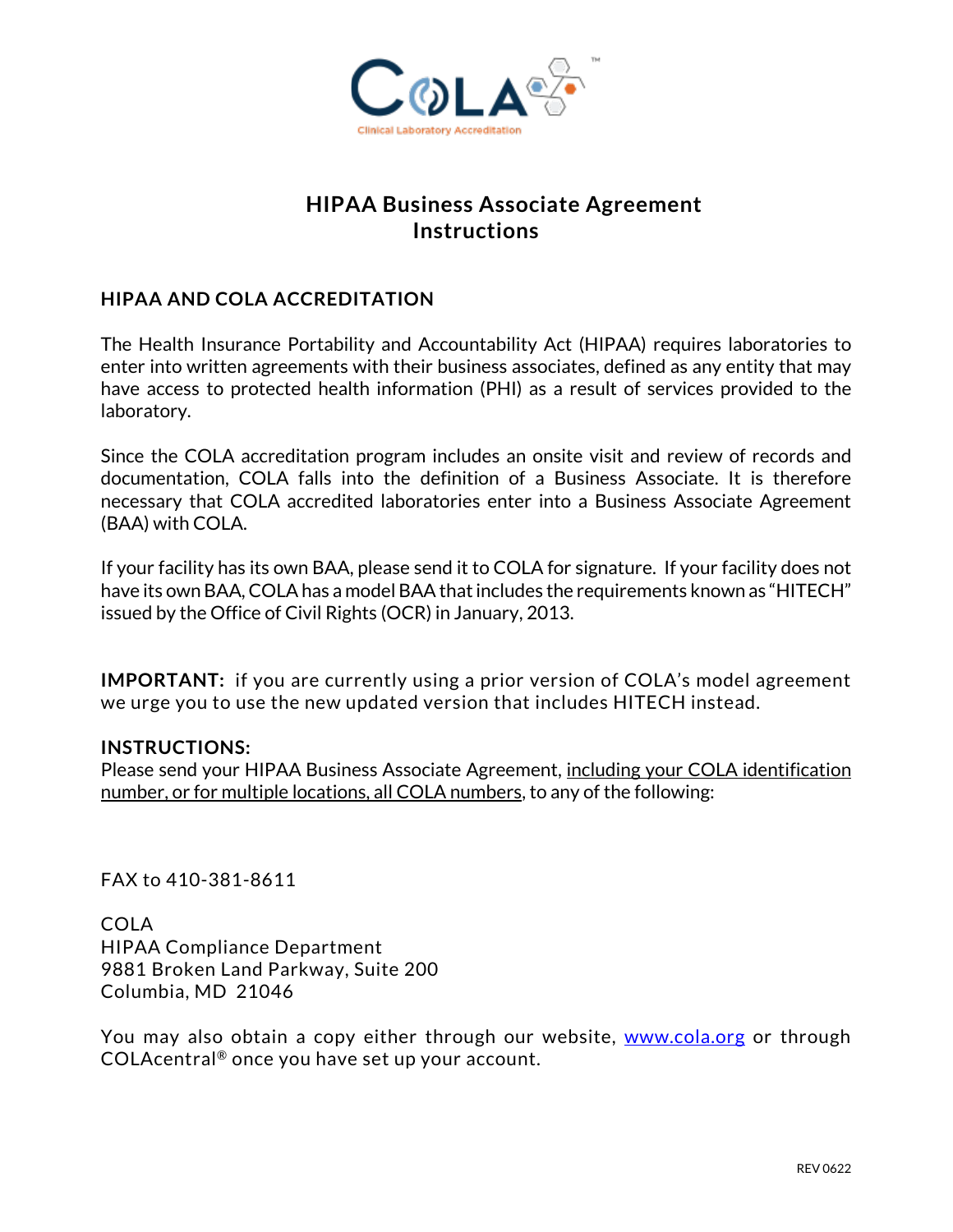COLA™

Clinical Laboratory Accreditation

# HIPAA Business Associate Agreement Instructions

## HIPAA AND COLA ACCREDITATION

The Health Insurance Portability and Accountability Act (HIPAA) requires laboratories to enter into written agreements with their business associates, defined as any entity that may have access to protected health information (PHI) as a result of services provided to the laboratory.

Since the COLA accreditation program includes an onsite visit and review of records and documentation, COLA falls into the definition of a Business Associate. It is therefore necessary that COLA accredited laboratories enter into a Business Associate Agreement (BAA) with COLA.

If your facility has its own BAA, please send it to COLA for signature. If your facility does not have its own BAA, COLA has a model BAA that includes the requirements known as "HITECH" issued by the Office of Civil Rights (OCR) in January, 2013.

**IMPORTANT:** if you are currently using a prior version of COLA's model agreement we urge you to use the new updated version that includes HITECH instead.

**INSTRUCTIONS:**
Please send your HIPAA Business Associate Agreement, including your COLA identification number, or for multiple locations, all COLA numbers, to any of the following:

FAX to 410-381-8611

COLA
HIPAA Compliance Department
9881 Broken Land Parkway, Suite 200
Columbia, MD 21046

You may also obtain a copy either through our website, www.cola.org or through COLAcentral® once you have set up your account.

REV 0622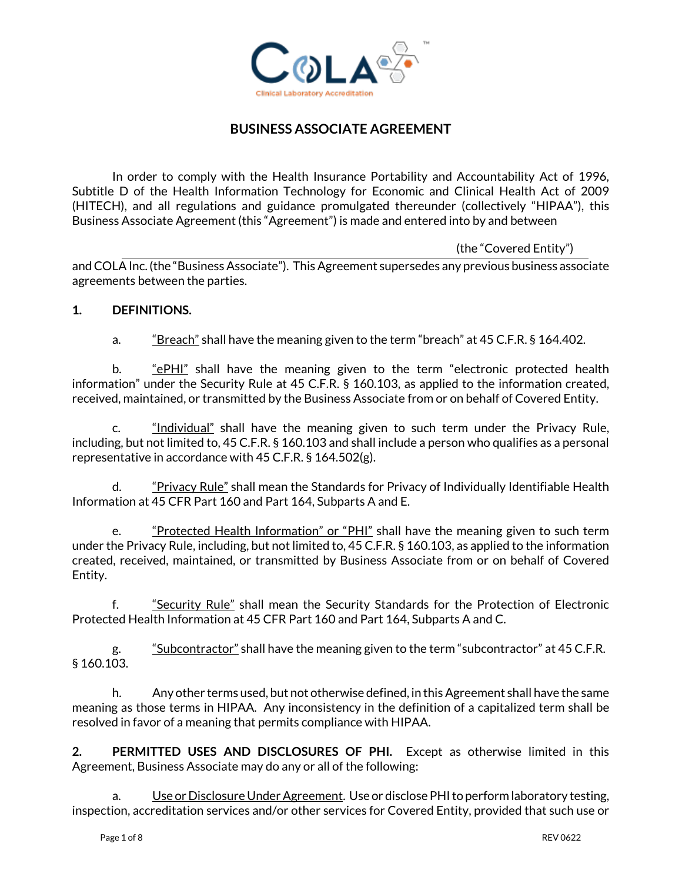## BUSINESS ASSOCIATE AGREEMENT

In order to comply with the Health Insurance Portability and Accountability Act of 1996, Subtitle D of the Health Information Technology for Economic and Clinical Health Act of 2009 (HITECH), and all regulations and guidance promulgated thereunder (collectively "HIPAA"), this Business Associate Agreement (this "Agreement") is made and entered into by and between

_______________________________________________ (the "Covered Entity")

and COLA Inc. (the "Business Associate"). This Agreement supersedes any previous business associate agreements between the parties.

**1. DEFINITIONS.**

a. "Breach" shall have the meaning given to the term "breach" at 45 C.F.R. § 164.402.

b. "ePHI" shall have the meaning given to the term "electronic protected health information" under the Security Rule at 45 C.F.R. § 160.103, as applied to the information created, received, maintained, or transmitted by the Business Associate from or on behalf of Covered Entity.

c. "Individual" shall have the meaning given to such term under the Privacy Rule, including, but not limited to, 45 C.F.R. § 160.103 and shall include a person who qualifies as a personal representative in accordance with 45 C.F.R. § 164.502(g).

d. "Privacy Rule" shall mean the Standards for Privacy of Individually Identifiable Health Information at 45 CFR Part 160 and Part 164, Subparts A and E.

e. "Protected Health Information" or "PHI" shall have the meaning given to such term under the Privacy Rule, including, but not limited to, 45 C.F.R. § 160.103, as applied to the information created, received, maintained, or transmitted by Business Associate from or on behalf of Covered Entity.

f. "Security Rule" shall mean the Security Standards for the Protection of Electronic Protected Health Information at 45 CFR Part 160 and Part 164, Subparts A and C.

g. "Subcontractor" shall have the meaning given to the term "subcontractor" at 45 C.F.R. § 160.103.

h. Any other terms used, but not otherwise defined, in this Agreement shall have the same meaning as those terms in HIPAA. Any inconsistency in the definition of a capitalized term shall be resolved in favor of a meaning that permits compliance with HIPAA.

**2. PERMITTED USES AND DISCLOSURES OF PHI.** Except as otherwise limited in this Agreement, Business Associate may do any or all of the following:

a. Use or Disclosure Under Agreement. Use or disclose PHI to perform laboratory testing, inspection, accreditation services and/or other services for Covered Entity, provided that such use or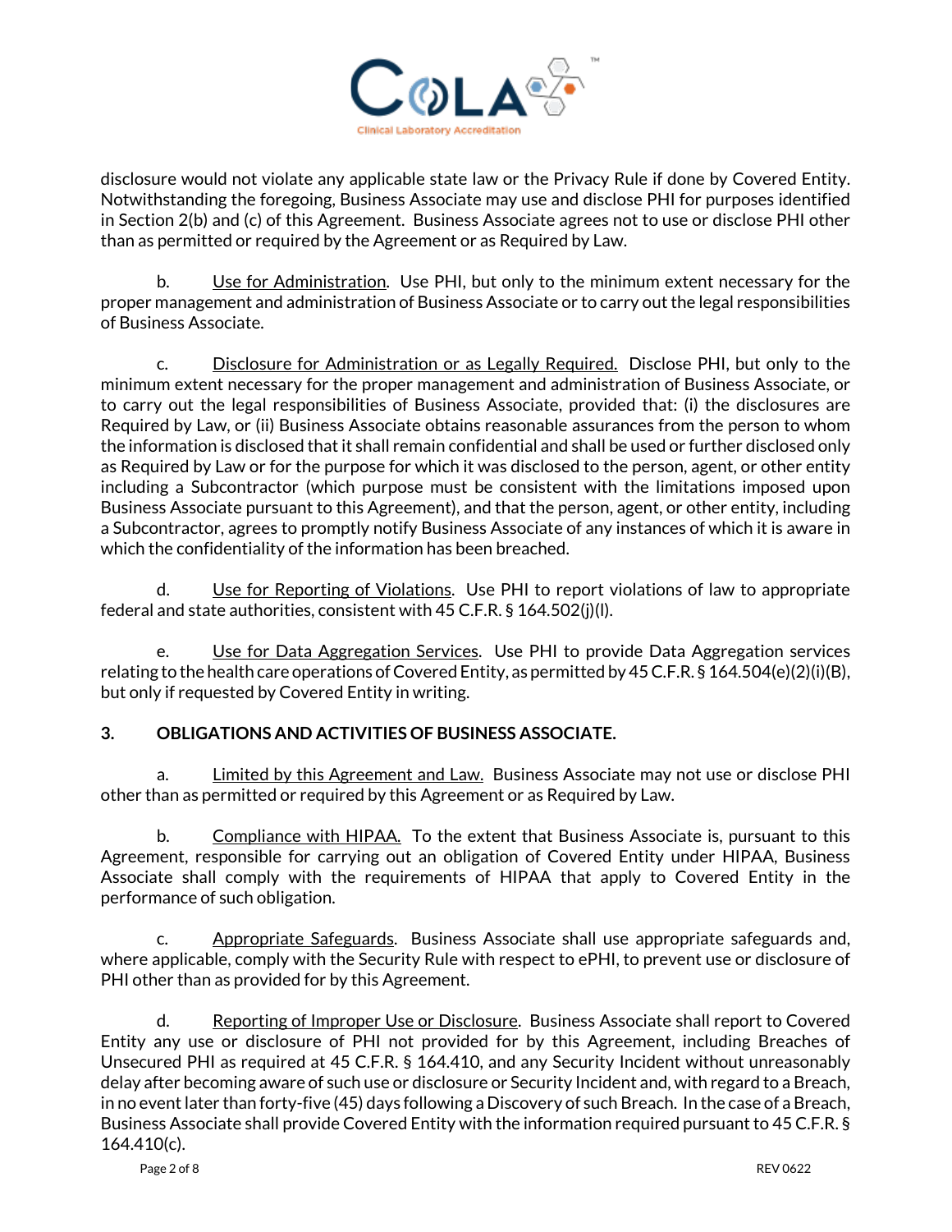disclosure would not violate any applicable state law or the Privacy Rule if done by Covered Entity. Notwithstanding the foregoing, Business Associate may use and disclose PHI for purposes identified in Section 2(b) and (c) of this Agreement. Business Associate agrees not to use or disclose PHI other than as permitted or required by the Agreement or as Required by Law.

b. Use for Administration. Use PHI, but only to the minimum extent necessary for the proper management and administration of Business Associate or to carry out the legal responsibilities of Business Associate.

c. Disclosure for Administration or as Legally Required. Disclose PHI, but only to the minimum extent necessary for the proper management and administration of Business Associate, or to carry out the legal responsibilities of Business Associate, provided that: (i) the disclosures are Required by Law, or (ii) Business Associate obtains reasonable assurances from the person to whom the information is disclosed that it shall remain confidential and shall be used or further disclosed only as Required by Law or for the purpose for which it was disclosed to the person, agent, or other entity including a Subcontractor (which purpose must be consistent with the limitations imposed upon Business Associate pursuant to this Agreement), and that the person, agent, or other entity, including a Subcontractor, agrees to promptly notify Business Associate of any instances of which it is aware in which the confidentiality of the information has been breached.

d. Use for Reporting of Violations. Use PHI to report violations of law to appropriate federal and state authorities, consistent with 45 C.F.R. § 164.502(j)(l).

e. Use for Data Aggregation Services. Use PHI to provide Data Aggregation services relating to the health care operations of Covered Entity, as permitted by 45 C.F.R. § 164.504(e)(2)(i)(B), but only if requested by Covered Entity in writing.

**3. OBLIGATIONS AND ACTIVITIES OF BUSINESS ASSOCIATE.**

a. Limited by this Agreement and Law. Business Associate may not use or disclose PHI other than as permitted or required by this Agreement or as Required by Law.

b. Compliance with HIPAA. To the extent that Business Associate is, pursuant to this Agreement, responsible for carrying out an obligation of Covered Entity under HIPAA, Business Associate shall comply with the requirements of HIPAA that apply to Covered Entity in the performance of such obligation.

c. Appropriate Safeguards. Business Associate shall use appropriate safeguards and, where applicable, comply with the Security Rule with respect to ePHI, to prevent use or disclosure of PHI other than as provided for by this Agreement.

d. Reporting of Improper Use or Disclosure. Business Associate shall report to Covered Entity any use or disclosure of PHI not provided for by this Agreement, including Breaches of Unsecured PHI as required at 45 C.F.R. § 164.410, and any Security Incident without unreasonably delay after becoming aware of such use or disclosure or Security Incident and, with regard to a Breach, in no event later than forty-five (45) days following a Discovery of such Breach. In the case of a Breach, Business Associate shall provide Covered Entity with the information required pursuant to 45 C.F.R. § 164.410(c).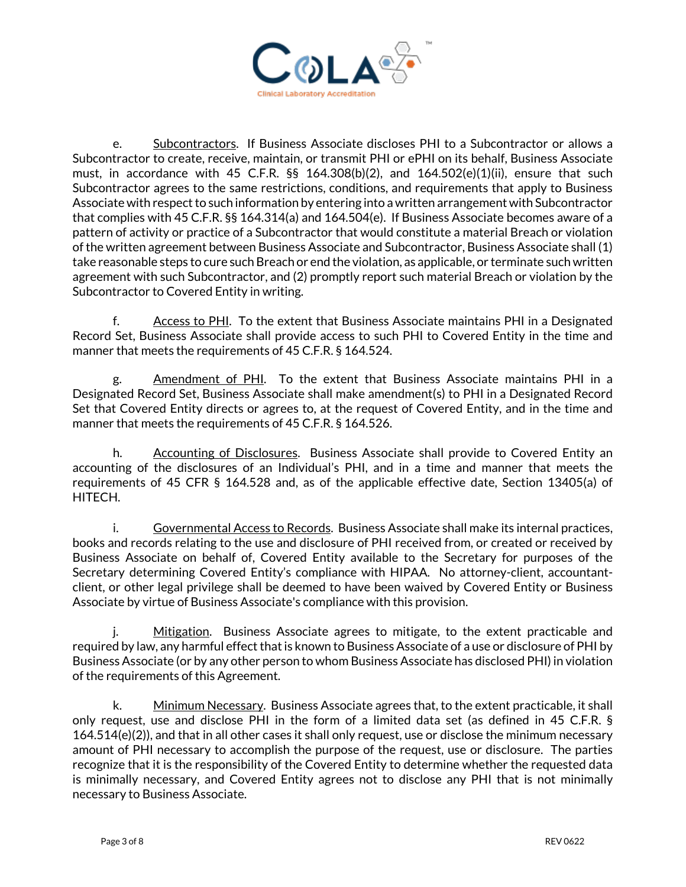e. Subcontractors. If Business Associate discloses PHI to a Subcontractor or allows a Subcontractor to create, receive, maintain, or transmit PHI or ePHI on its behalf, Business Associate must, in accordance with 45 C.F.R. §§ 164.308(b)(2), and 164.502(e)(1)(ii), ensure that such Subcontractor agrees to the same restrictions, conditions, and requirements that apply to Business Associate with respect to such information by entering into a written arrangement with Subcontractor that complies with 45 C.F.R. §§ 164.314(a) and 164.504(e). If Business Associate becomes aware of a pattern of activity or practice of a Subcontractor that would constitute a material Breach or violation of the written agreement between Business Associate and Subcontractor, Business Associate shall (1) take reasonable steps to cure such Breach or end the violation, as applicable, or terminate such written agreement with such Subcontractor, and (2) promptly report such material Breach or violation by the Subcontractor to Covered Entity in writing.

f. Access to PHI. To the extent that Business Associate maintains PHI in a Designated Record Set, Business Associate shall provide access to such PHI to Covered Entity in the time and manner that meets the requirements of 45 C.F.R. § 164.524.

g. Amendment of PHI. To the extent that Business Associate maintains PHI in a Designated Record Set, Business Associate shall make amendment(s) to PHI in a Designated Record Set that Covered Entity directs or agrees to, at the request of Covered Entity, and in the time and manner that meets the requirements of 45 C.F.R. § 164.526.

h. Accounting of Disclosures. Business Associate shall provide to Covered Entity an accounting of the disclosures of an Individual's PHI, and in a time and manner that meets the requirements of 45 CFR § 164.528 and, as of the applicable effective date, Section 13405(a) of HITECH.

i. Governmental Access to Records. Business Associate shall make its internal practices, books and records relating to the use and disclosure of PHI received from, or created or received by Business Associate on behalf of, Covered Entity available to the Secretary for purposes of the Secretary determining Covered Entity's compliance with HIPAA. No attorney-client, accountant-client, or other legal privilege shall be deemed to have been waived by Covered Entity or Business Associate by virtue of Business Associate's compliance with this provision.

j. Mitigation. Business Associate agrees to mitigate, to the extent practicable and required by law, any harmful effect that is known to Business Associate of a use or disclosure of PHI by Business Associate (or by any other person to whom Business Associate has disclosed PHI) in violation of the requirements of this Agreement.

k. Minimum Necessary. Business Associate agrees that, to the extent practicable, it shall only request, use and disclose PHI in the form of a limited data set (as defined in 45 C.F.R. § 164.514(e)(2)), and that in all other cases it shall only request, use or disclose the minimum necessary amount of PHI necessary to accomplish the purpose of the request, use or disclosure. The parties recognize that it is the responsibility of the Covered Entity to determine whether the requested data is minimally necessary, and Covered Entity agrees not to disclose any PHI that is not minimally necessary to Business Associate.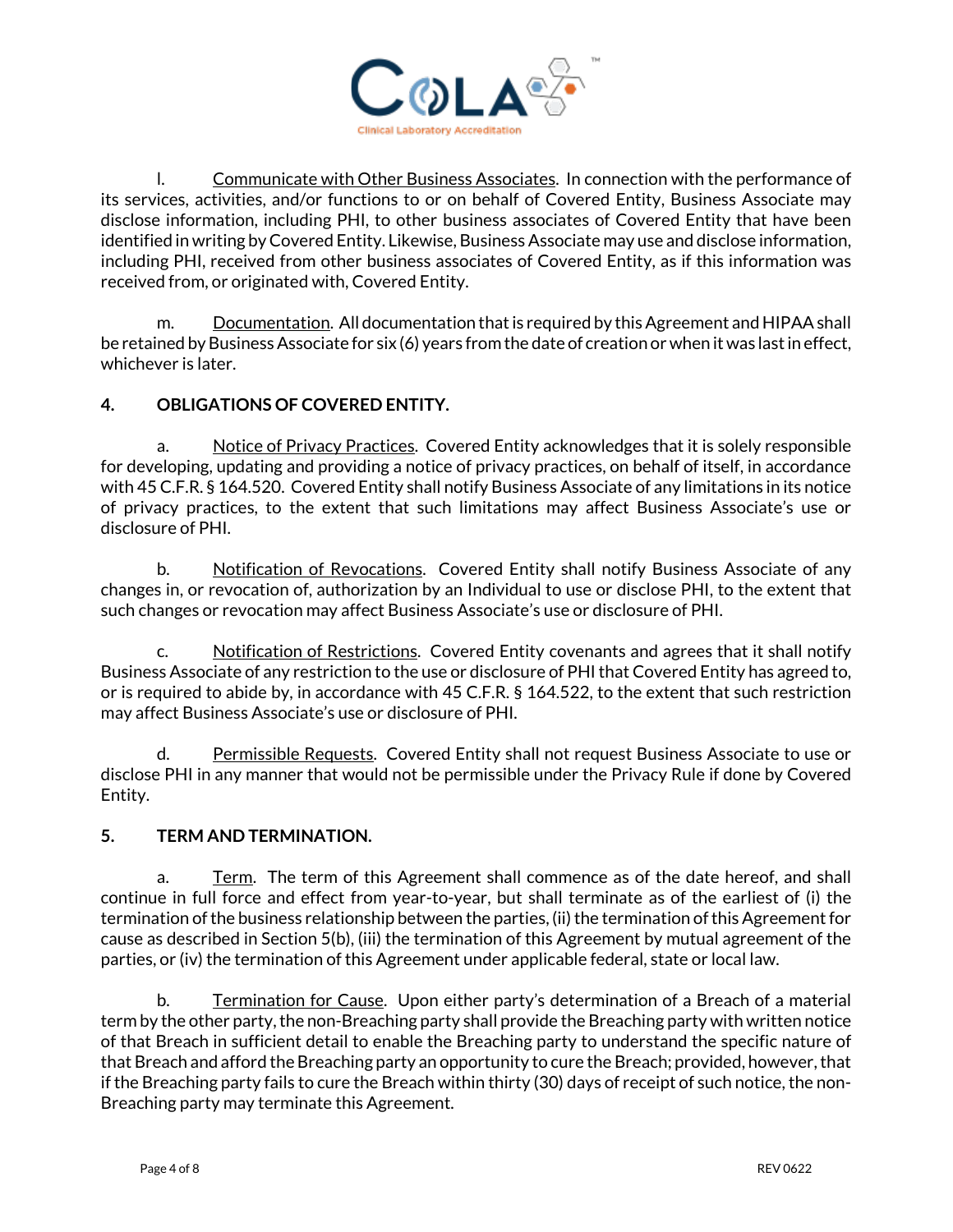l. Communicate with Other Business Associates. In connection with the performance of its services, activities, and/or functions to or on behalf of Covered Entity, Business Associate may disclose information, including PHI, to other business associates of Covered Entity that have been identified in writing by Covered Entity. Likewise, Business Associate may use and disclose information, including PHI, received from other business associates of Covered Entity, as if this information was received from, or originated with, Covered Entity.

m. Documentation. All documentation that is required by this Agreement and HIPAA shall be retained by Business Associate for six (6) years from the date of creation or when it was last in effect, whichever is later.

## 4. OBLIGATIONS OF COVERED ENTITY.

a. Notice of Privacy Practices. Covered Entity acknowledges that it is solely responsible for developing, updating and providing a notice of privacy practices, on behalf of itself, in accordance with 45 C.F.R. § 164.520. Covered Entity shall notify Business Associate of any limitations in its notice of privacy practices, to the extent that such limitations may affect Business Associate's use or disclosure of PHI.

b. Notification of Revocations. Covered Entity shall notify Business Associate of any changes in, or revocation of, authorization by an Individual to use or disclose PHI, to the extent that such changes or revocation may affect Business Associate's use or disclosure of PHI.

c. Notification of Restrictions. Covered Entity covenants and agrees that it shall notify Business Associate of any restriction to the use or disclosure of PHI that Covered Entity has agreed to, or is required to abide by, in accordance with 45 C.F.R. § 164.522, to the extent that such restriction may affect Business Associate's use or disclosure of PHI.

d. Permissible Requests. Covered Entity shall not request Business Associate to use or disclose PHI in any manner that would not be permissible under the Privacy Rule if done by Covered Entity.

## 5. TERM AND TERMINATION.

a. Term. The term of this Agreement shall commence as of the date hereof, and shall continue in full force and effect from year-to-year, but shall terminate as of the earliest of (i) the termination of the business relationship between the parties, (ii) the termination of this Agreement for cause as described in Section 5(b), (iii) the termination of this Agreement by mutual agreement of the parties, or (iv) the termination of this Agreement under applicable federal, state or local law.

b. Termination for Cause. Upon either party's determination of a Breach of a material term by the other party, the non-Breaching party shall provide the Breaching party with written notice of that Breach in sufficient detail to enable the Breaching party to understand the specific nature of that Breach and afford the Breaching party an opportunity to cure the Breach; provided, however, that if the Breaching party fails to cure the Breach within thirty (30) days of receipt of such notice, the non-Breaching party may terminate this Agreement.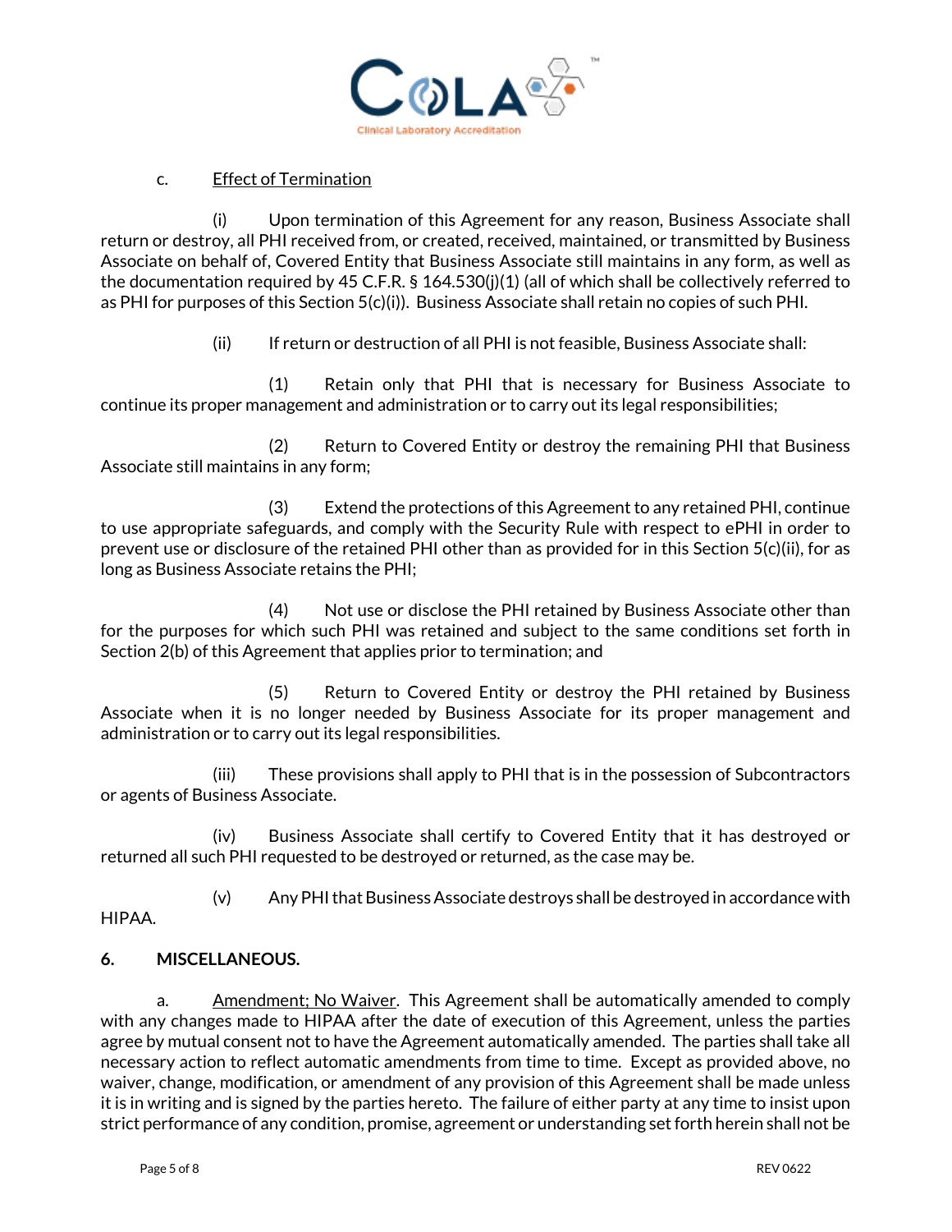c. Effect of Termination

(i) Upon termination of this Agreement for any reason, Business Associate shall return or destroy, all PHI received from, or created, received, maintained, or transmitted by Business Associate on behalf of, Covered Entity that Business Associate still maintains in any form, as well as the documentation required by 45 C.F.R. § 164.530(j)(1) (all of which shall be collectively referred to as PHI for purposes of this Section 5(c)(i)). Business Associate shall retain no copies of such PHI.

(ii) If return or destruction of all PHI is not feasible, Business Associate shall:

(1) Retain only that PHI that is necessary for Business Associate to continue its proper management and administration or to carry out its legal responsibilities;

(2) Return to Covered Entity or destroy the remaining PHI that Business Associate still maintains in any form;

(3) Extend the protections of this Agreement to any retained PHI, continue to use appropriate safeguards, and comply with the Security Rule with respect to ePHI in order to prevent use or disclosure of the retained PHI other than as provided for in this Section 5(c)(ii), for as long as Business Associate retains the PHI;

(4) Not use or disclose the PHI retained by Business Associate other than for the purposes for which such PHI was retained and subject to the same conditions set forth in Section 2(b) of this Agreement that applies prior to termination; and

(5) Return to Covered Entity or destroy the PHI retained by Business Associate when it is no longer needed by Business Associate for its proper management and administration or to carry out its legal responsibilities.

(iii) These provisions shall apply to PHI that is in the possession of Subcontractors or agents of Business Associate.

(iv) Business Associate shall certify to Covered Entity that it has destroyed or returned all such PHI requested to be destroyed or returned, as the case may be.

(v) Any PHI that Business Associate destroys shall be destroyed in accordance with HIPAA.

**6. MISCELLANEOUS.**

a. Amendment; No Waiver. This Agreement shall be automatically amended to comply with any changes made to HIPAA after the date of execution of this Agreement, unless the parties agree by mutual consent not to have the Agreement automatically amended. The parties shall take all necessary action to reflect automatic amendments from time to time. Except as provided above, no waiver, change, modification, or amendment of any provision of this Agreement shall be made unless it is in writing and is signed by the parties hereto. The failure of either party at any time to insist upon strict performance of any condition, promise, agreement or understanding set forth herein shall not be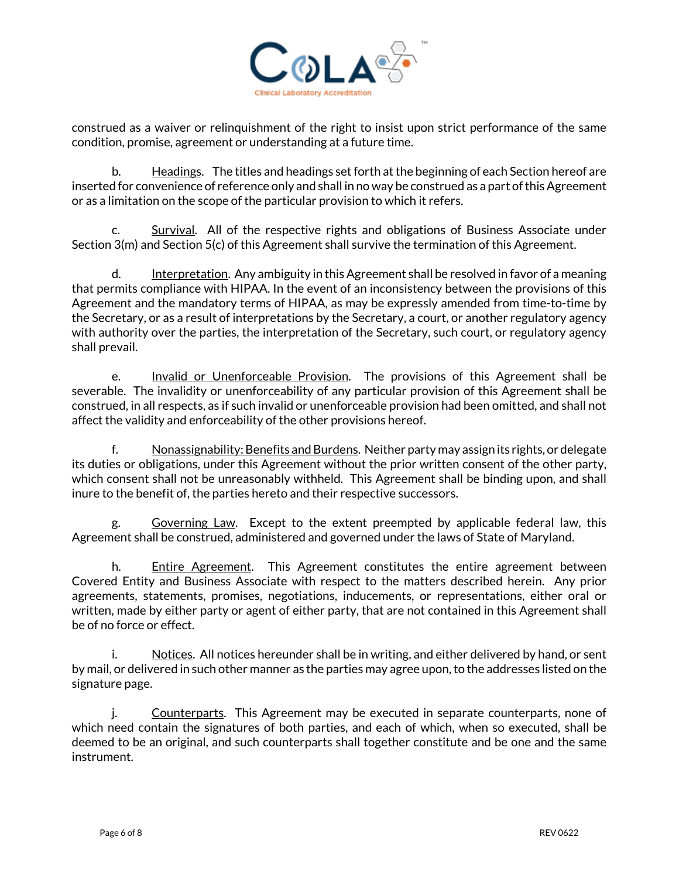construed as a waiver or relinquishment of the right to insist upon strict performance of the same condition, promise, agreement or understanding at a future time.

b. Headings. The titles and headings set forth at the beginning of each Section hereof are inserted for convenience of reference only and shall in no way be construed as a part of this Agreement or as a limitation on the scope of the particular provision to which it refers.

c. Survival. All of the respective rights and obligations of Business Associate under Section 3(m) and Section 5(c) of this Agreement shall survive the termination of this Agreement.

d. Interpretation. Any ambiguity in this Agreement shall be resolved in favor of a meaning that permits compliance with HIPAA. In the event of an inconsistency between the provisions of this Agreement and the mandatory terms of HIPAA, as may be expressly amended from time-to-time by the Secretary, or as a result of interpretations by the Secretary, a court, or another regulatory agency with authority over the parties, the interpretation of the Secretary, such court, or regulatory agency shall prevail.

e. Invalid or Unenforceable Provision. The provisions of this Agreement shall be severable. The invalidity or unenforceability of any particular provision of this Agreement shall be construed, in all respects, as if such invalid or unenforceable provision had been omitted, and shall not affect the validity and enforceability of the other provisions hereof.

f. Nonassignability: Benefits and Burdens. Neither party may assign its rights, or delegate its duties or obligations, under this Agreement without the prior written consent of the other party, which consent shall not be unreasonably withheld. This Agreement shall be binding upon, and shall inure to the benefit of, the parties hereto and their respective successors.

g. Governing Law. Except to the extent preempted by applicable federal law, this Agreement shall be construed, administered and governed under the laws of State of Maryland.

h. Entire Agreement. This Agreement constitutes the entire agreement between Covered Entity and Business Associate with respect to the matters described herein. Any prior agreements, statements, promises, negotiations, inducements, or representations, either oral or written, made by either party or agent of either party, that are not contained in this Agreement shall be of no force or effect.

i. Notices. All notices hereunder shall be in writing, and either delivered by hand, or sent by mail, or delivered in such other manner as the parties may agree upon, to the addresses listed on the signature page.

j. Counterparts. This Agreement may be executed in separate counterparts, none of which need contain the signatures of both parties, and each of which, when so executed, shall be deemed to be an original, and such counterparts shall together constitute and be one and the same instrument.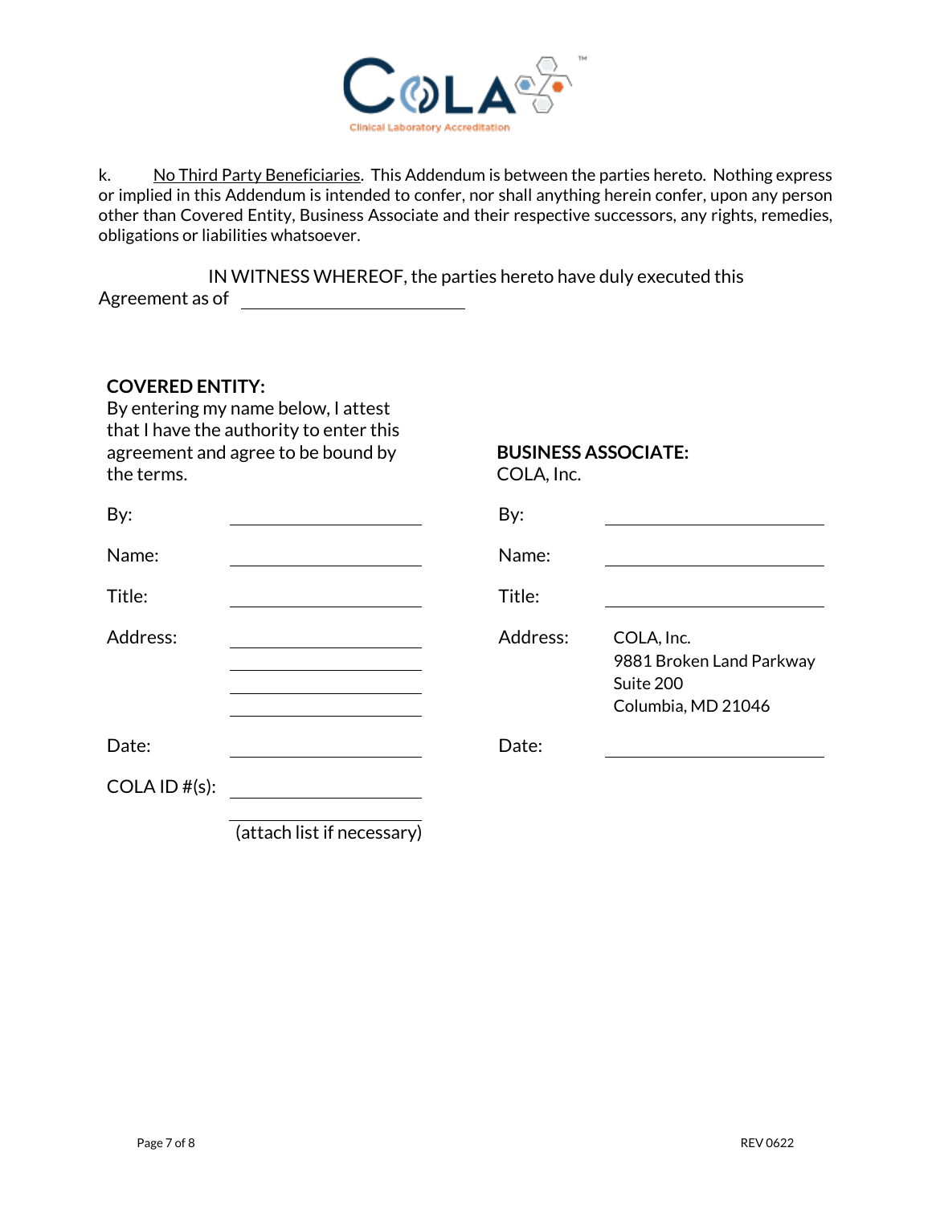k. No Third Party Beneficiaries. This Addendum is between the parties hereto. Nothing express or implied in this Addendum is intended to confer, nor shall anything herein confer, upon any person other than Covered Entity, Business Associate and their respective successors, any rights, remedies, obligations or liabilities whatsoever.

IN WITNESS WHEREOF, the parties hereto have duly executed this Agreement as of ____________________

**COVERED ENTITY:**
By entering my name below, I attest that I have the authority to enter this agreement and agree to be bound by the terms.

By: ____________________

Name: ____________________

Title: ____________________

Address: ____________________
____________________
____________________
____________________

Date: ____________________

COLA ID #(s): ____________________
____________________
(attach list if necessary)

**BUSINESS ASSOCIATE:**
COLA, Inc.

By: ____________________

Name: ____________________

Title: ____________________

Address: COLA, Inc.
9881 Broken Land Parkway
Suite 200
Columbia, MD 21046

Date: ____________________

REV 0622